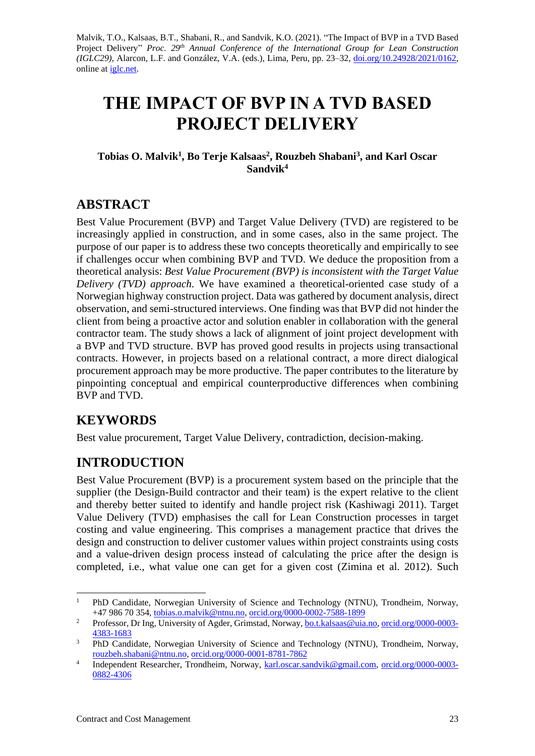Malvik, T.O., Kalsaas, B.T., Shabani, R., and Sandvik, K.O. (2021). "The Impact of BVP in a TVD Based Project Delivery" *Proc. 29th Annual Conference of the International Group for Lean Construction (IGLC29),* Alarcon, L.F. and González, V.A. (eds.), Lima, Peru, pp. 23–32, doi.org/10.24928/2021/0162, online at iglc.net.

# THE IMPACT OF BVP IN A TVD BASED PROJECT DELIVERY

**Tobias O. Malvik[1], Bo Terje Kalsaas[2], Rouzbeh Shabani[3], and Karl Oscar Sandvik[4]**

## ABSTRACT

Best Value Procurement (BVP) and Target Value Delivery (TVD) are registered to be increasingly applied in construction, and in some cases, also in the same project. The purpose of our paper is to address these two concepts theoretically and empirically to see if challenges occur when combining BVP and TVD. We deduce the proposition from a theoretical analysis: *Best Value Procurement (BVP) is inconsistent with the Target Value Delivery (TVD) approach.* We have examined a theoretical-oriented case study of a Norwegian highway construction project. Data was gathered by document analysis, direct observation, and semi-structured interviews. One finding was that BVP did not hinder the client from being a proactive actor and solution enabler in collaboration with the general contractor team. The study shows a lack of alignment of joint project development with a BVP and TVD structure. BVP has proved good results in projects using transactional contracts. However, in projects based on a relational contract, a more direct dialogical procurement approach may be more productive. The paper contributes to the literature by pinpointing conceptual and empirical counterproductive differences when combining BVP and TVD.

## KEYWORDS

Best value procurement, Target Value Delivery, contradiction, decision-making.

## INTRODUCTION

Best Value Procurement (BVP) is a procurement system based on the principle that the supplier (the Design-Build contractor and their team) is the expert relative to the client and thereby better suited to identify and handle project risk (Kashiwagi 2011). Target Value Delivery (TVD) emphasises the call for Lean Construction processes in target costing and value engineering. This comprises a management practice that drives the design and construction to deliver customer values within project constraints using costs and a value-driven design process instead of calculating the price after the design is completed, i.e., what value one can get for a given cost (Zimina et al. 2012). Such

---

[1] PhD Candidate, Norwegian University of Science and Technology (NTNU), Trondheim, Norway, +47 986 70 354, tobias.o.malvik@ntnu.no, orcid.org/0000-0002-7588-1899

[2] Professor, Dr Ing, University of Agder, Grimstad, Norway, bo.t.kalsaas@uia.no, orcid.org/0000-0003-4383-1683

[3] PhD Candidate, Norwegian University of Science and Technology (NTNU), Trondheim, Norway, rouzbeh.shabani@ntnu.no, orcid.org/0000-0001-8781-7862

[4] Independent Researcher, Trondheim, Norway, karl.oscar.sandvik@gmail.com, orcid.org/0000-0003-0882-4306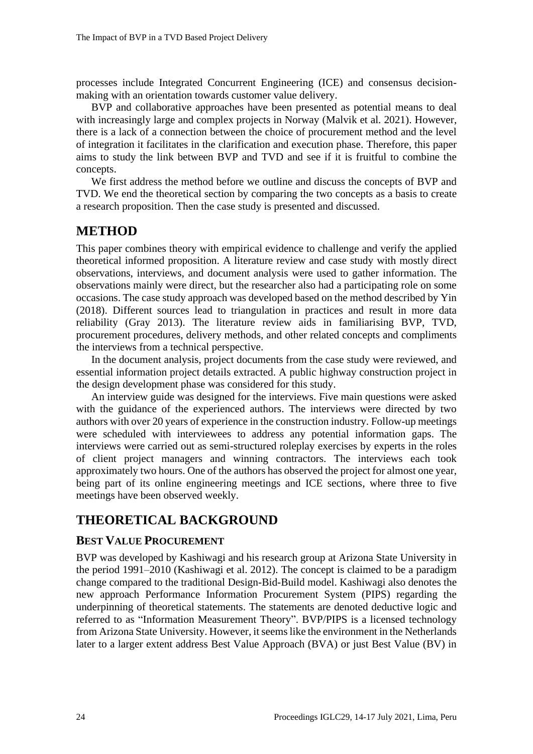processes include Integrated Concurrent Engineering (ICE) and consensus decision-making with an orientation towards customer value delivery.

BVP and collaborative approaches have been presented as potential means to deal with increasingly large and complex projects in Norway (Malvik et al. 2021). However, there is a lack of a connection between the choice of procurement method and the level of integration it facilitates in the clarification and execution phase. Therefore, this paper aims to study the link between BVP and TVD and see if it is fruitful to combine the concepts.

We first address the method before we outline and discuss the concepts of BVP and TVD. We end the theoretical section by comparing the two concepts as a basis to create a research proposition. Then the case study is presented and discussed.

## METHOD

This paper combines theory with empirical evidence to challenge and verify the applied theoretical informed proposition. A literature review and case study with mostly direct observations, interviews, and document analysis were used to gather information. The observations mainly were direct, but the researcher also had a participating role on some occasions. The case study approach was developed based on the method described by Yin (2018). Different sources lead to triangulation in practices and result in more data reliability (Gray 2013). The literature review aids in familiarising BVP, TVD, procurement procedures, delivery methods, and other related concepts and compliments the interviews from a technical perspective.

In the document analysis, project documents from the case study were reviewed, and essential information project details extracted. A public highway construction project in the design development phase was considered for this study.

An interview guide was designed for the interviews. Five main questions were asked with the guidance of the experienced authors. The interviews were directed by two authors with over 20 years of experience in the construction industry. Follow-up meetings were scheduled with interviewees to address any potential information gaps. The interviews were carried out as semi-structured roleplay exercises by experts in the roles of client project managers and winning contractors. The interviews each took approximately two hours. One of the authors has observed the project for almost one year, being part of its online engineering meetings and ICE sections, where three to five meetings have been observed weekly.

## THEORETICAL BACKGROUND

### BEST VALUE PROCUREMENT

BVP was developed by Kashiwagi and his research group at Arizona State University in the period 1991–2010 (Kashiwagi et al. 2012). The concept is claimed to be a paradigm change compared to the traditional Design-Bid-Build model. Kashiwagi also denotes the new approach Performance Information Procurement System (PIPS) regarding the underpinning of theoretical statements. The statements are denoted deductive logic and referred to as "Information Measurement Theory". BVP/PIPS is a licensed technology from Arizona State University. However, it seems like the environment in the Netherlands later to a larger extent address Best Value Approach (BVA) or just Best Value (BV) in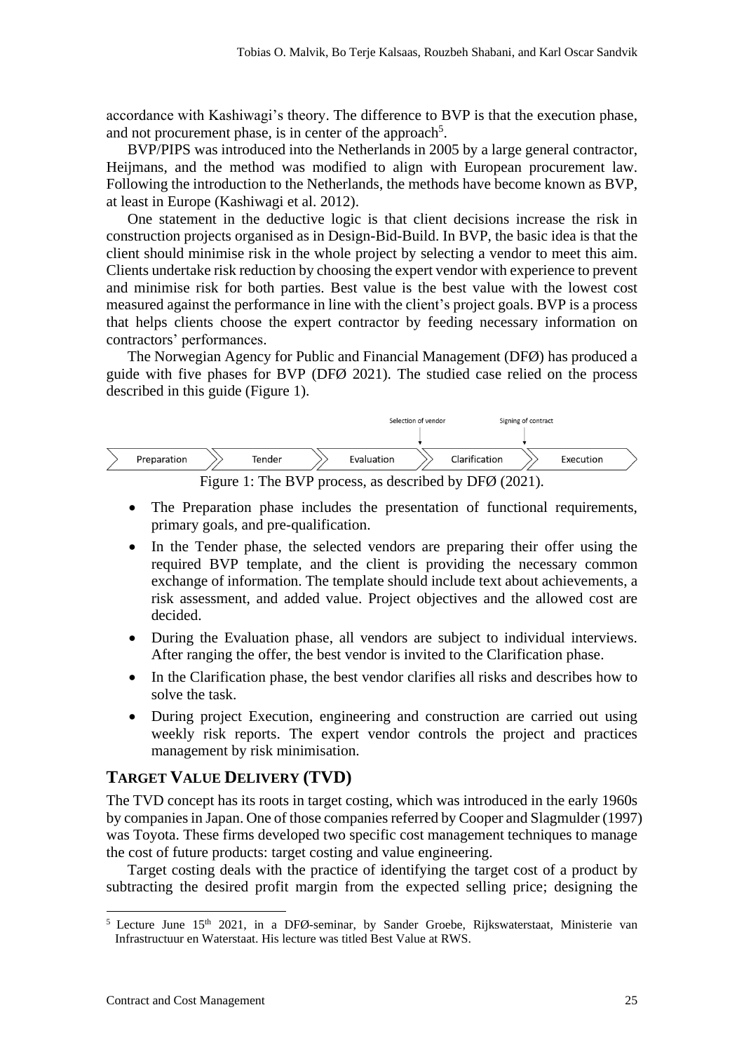accordance with Kashiwagi's theory. The difference to BVP is that the execution phase, and not procurement phase, is in center of the approach[5].

BVP/PIPS was introduced into the Netherlands in 2005 by a large general contractor, Heijmans, and the method was modified to align with European procurement law. Following the introduction to the Netherlands, the methods have become known as BVP, at least in Europe (Kashiwagi et al. 2012).

One statement in the deductive logic is that client decisions increase the risk in construction projects organised as in Design-Bid-Build. In BVP, the basic idea is that the client should minimise risk in the whole project by selecting a vendor to meet this aim. Clients undertake risk reduction by choosing the expert vendor with experience to prevent and minimise risk for both parties. Best value is the best value with the lowest cost measured against the performance in line with the client's project goals. BVP is a process that helps clients choose the expert contractor by feeding necessary information on contractors' performances.

The Norwegian Agency for Public and Financial Management (DFØ) has produced a guide with five phases for BVP (DFØ 2021). The studied case relied on the process described in this guide (Figure 1).

Selection of vendor ↓ Signing of contract ↓

Preparation → Tender → Evaluation → Clarification → Execution

Figure 1: The BVP process, as described by DFØ (2021).

- The Preparation phase includes the presentation of functional requirements, primary goals, and pre-qualification.
- In the Tender phase, the selected vendors are preparing their offer using the required BVP template, and the client is providing the necessary common exchange of information. The template should include text about achievements, a risk assessment, and added value. Project objectives and the allowed cost are decided.
- During the Evaluation phase, all vendors are subject to individual interviews. After ranging the offer, the best vendor is invited to the Clarification phase.
- In the Clarification phase, the best vendor clarifies all risks and describes how to solve the task.
- During project Execution, engineering and construction are carried out using weekly risk reports. The expert vendor controls the project and practices management by risk minimisation.

## TARGET VALUE DELIVERY (TVD)

The TVD concept has its roots in target costing, which was introduced in the early 1960s by companies in Japan. One of those companies referred by Cooper and Slagmulder (1997) was Toyota. These firms developed two specific cost management techniques to manage the cost of future products: target costing and value engineering.

Target costing deals with the practice of identifying the target cost of a product by subtracting the desired profit margin from the expected selling price; designing the

[5] Lecture June 15th 2021, in a DFØ-seminar, by Sander Groebe, Rijkswaterstaat, Ministerie van Infrastructuur en Waterstaat. His lecture was titled Best Value at RWS.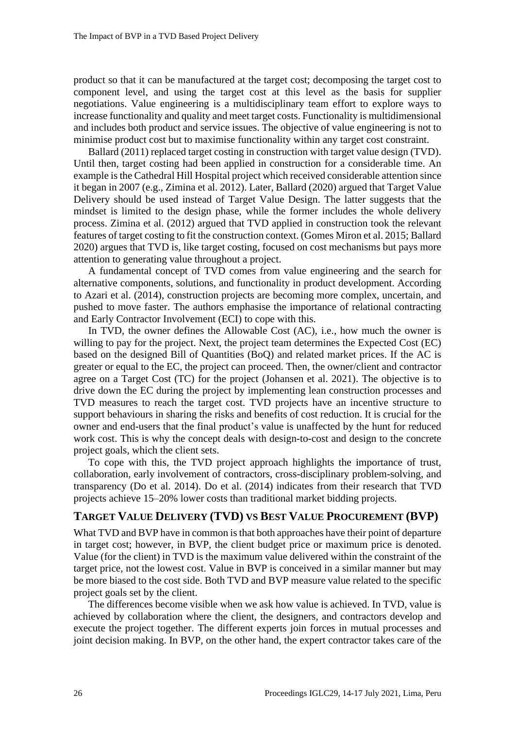product so that it can be manufactured at the target cost; decomposing the target cost to component level, and using the target cost at this level as the basis for supplier negotiations. Value engineering is a multidisciplinary team effort to explore ways to increase functionality and quality and meet target costs. Functionality is multidimensional and includes both product and service issues. The objective of value engineering is not to minimise product cost but to maximise functionality within any target cost constraint.

Ballard (2011) replaced target costing in construction with target value design (TVD). Until then, target costing had been applied in construction for a considerable time. An example is the Cathedral Hill Hospital project which received considerable attention since it began in 2007 (e.g., Zimina et al. 2012). Later, Ballard (2020) argued that Target Value Delivery should be used instead of Target Value Design. The latter suggests that the mindset is limited to the design phase, while the former includes the whole delivery process. Zimina et al. (2012) argued that TVD applied in construction took the relevant features of target costing to fit the construction context. (Gomes Miron et al. 2015; Ballard 2020) argues that TVD is, like target costing, focused on cost mechanisms but pays more attention to generating value throughout a project.

A fundamental concept of TVD comes from value engineering and the search for alternative components, solutions, and functionality in product development. According to Azari et al. (2014), construction projects are becoming more complex, uncertain, and pushed to move faster. The authors emphasise the importance of relational contracting and Early Contractor Involvement (ECI) to cope with this.

In TVD, the owner defines the Allowable Cost (AC), i.e., how much the owner is willing to pay for the project. Next, the project team determines the Expected Cost (EC) based on the designed Bill of Quantities (BoQ) and related market prices. If the AC is greater or equal to the EC, the project can proceed. Then, the owner/client and contractor agree on a Target Cost (TC) for the project (Johansen et al. 2021). The objective is to drive down the EC during the project by implementing lean construction processes and TVD measures to reach the target cost. TVD projects have an incentive structure to support behaviours in sharing the risks and benefits of cost reduction. It is crucial for the owner and end-users that the final product's value is unaffected by the hunt for reduced work cost. This is why the concept deals with design-to-cost and design to the concrete project goals, which the client sets.

To cope with this, the TVD project approach highlights the importance of trust, collaboration, early involvement of contractors, cross-disciplinary problem-solving, and transparency (Do et al. 2014). Do et al. (2014) indicates from their research that TVD projects achieve 15–20% lower costs than traditional market bidding projects.

## TARGET VALUE DELIVERY (TVD) VS BEST VALUE PROCUREMENT (BVP)

What TVD and BVP have in common is that both approaches have their point of departure in target cost; however, in BVP, the client budget price or maximum price is denoted. Value (for the client) in TVD is the maximum value delivered within the constraint of the target price, not the lowest cost. Value in BVP is conceived in a similar manner but may be more biased to the cost side. Both TVD and BVP measure value related to the specific project goals set by the client.

The differences become visible when we ask how value is achieved. In TVD, value is achieved by collaboration where the client, the designers, and contractors develop and execute the project together. The different experts join forces in mutual processes and joint decision making. In BVP, on the other hand, the expert contractor takes care of the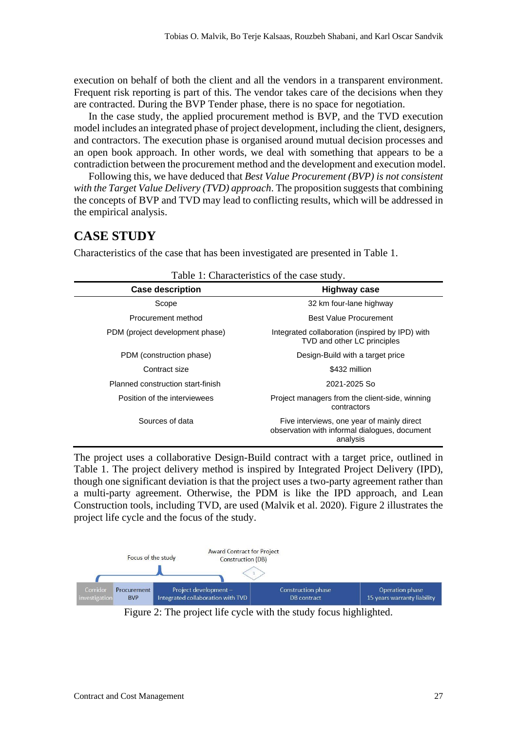execution on behalf of both the client and all the vendors in a transparent environment. Frequent risk reporting is part of this. The vendor takes care of the decisions when they are contracted. During the BVP Tender phase, there is no space for negotiation.

In the case study, the applied procurement method is BVP, and the TVD execution model includes an integrated phase of project development, including the client, designers, and contractors. The execution phase is organised around mutual decision processes and an open book approach. In other words, we deal with something that appears to be a contradiction between the procurement method and the development and execution model.

Following this, we have deduced that *Best Value Procurement (BVP) is not consistent with the Target Value Delivery (TVD) approach*. The proposition suggests that combining the concepts of BVP and TVD may lead to conflicting results, which will be addressed in the empirical analysis.

## CASE STUDY

Characteristics of the case that has been investigated are presented in Table 1.

Table 1: Characteristics of the case study.

| Case description | Highway case |
|---|---|
| Scope | 32 km four-lane highway |
| Procurement method | Best Value Procurement |
| PDM (project development phase) | Integrated collaboration (inspired by IPD) with TVD and other LC principles |
| PDM (construction phase) | Design-Build with a target price |
| Contract size | $432 million |
| Planned construction start-finish | 2021-2025 So |
| Position of the interviewees | Project managers from the client-side, winning contractors |
| Sources of data | Five interviews, one year of mainly direct observation with informal dialogues, document analysis |

The project uses a collaborative Design-Build contract with a target price, outlined in Table 1. The project delivery method is inspired by Integrated Project Delivery (IPD), though one significant deviation is that the project uses a two-party agreement rather than a multi-party agreement. Otherwise, the PDM is like the IPD approach, and Lean Construction tools, including TVD, are used (Malvik et al. 2020). Figure 2 illustrates the project life cycle and the focus of the study.

Focus of the study | Award Contract for Project Construction (DB)

| Corridor investigation | Procurement BVP | Project development – Integrated collaboration with TVD | Construction phase DB contract | Operation phase 15 years warranty liability |
|---|---|---|---|---|

Figure 2: The project life cycle with the study focus highlighted.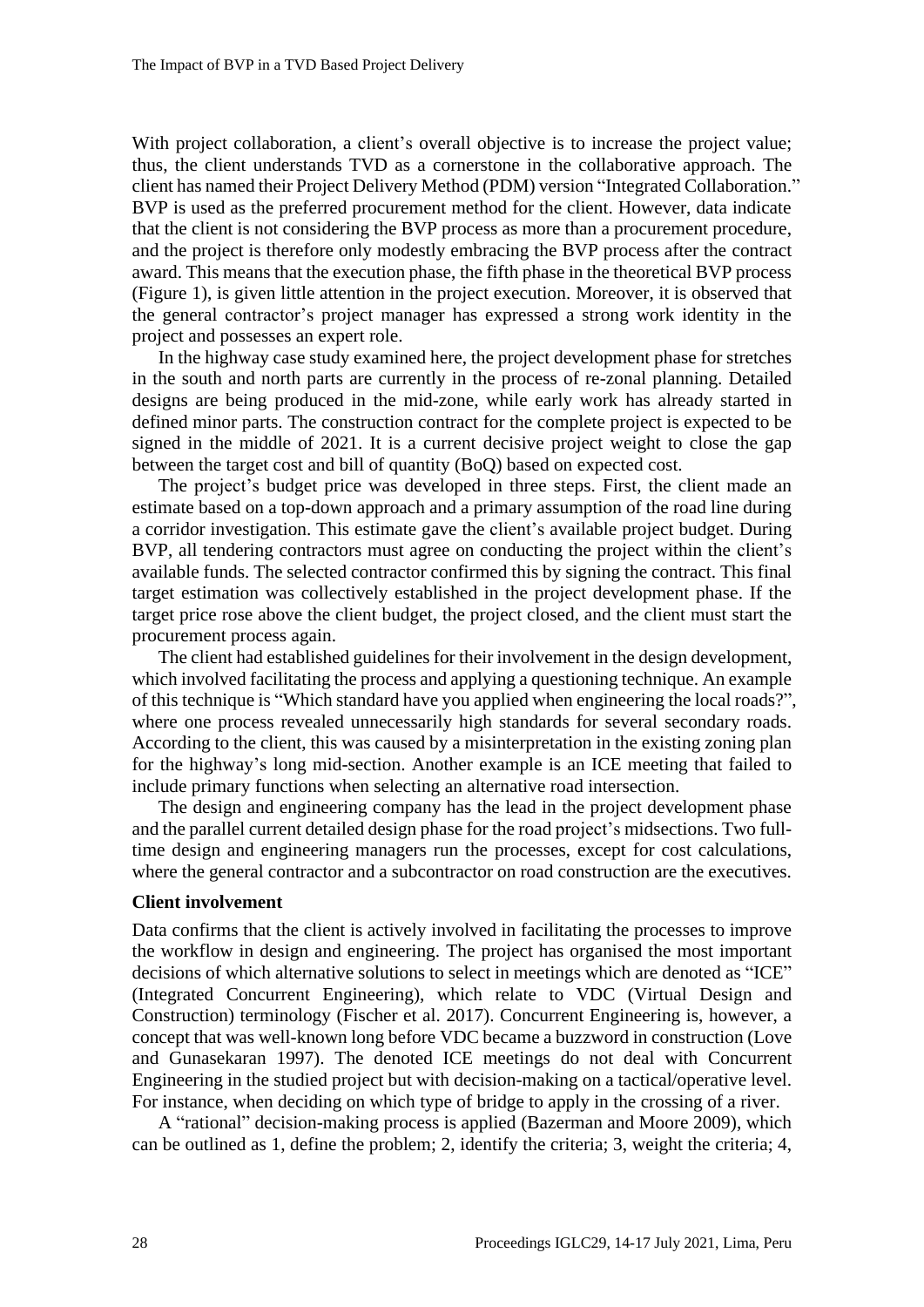With project collaboration, a client's overall objective is to increase the project value; thus, the client understands TVD as a cornerstone in the collaborative approach. The client has named their Project Delivery Method (PDM) version "Integrated Collaboration." BVP is used as the preferred procurement method for the client. However, data indicate that the client is not considering the BVP process as more than a procurement procedure, and the project is therefore only modestly embracing the BVP process after the contract award. This means that the execution phase, the fifth phase in the theoretical BVP process (Figure 1), is given little attention in the project execution. Moreover, it is observed that the general contractor's project manager has expressed a strong work identity in the project and possesses an expert role.

In the highway case study examined here, the project development phase for stretches in the south and north parts are currently in the process of re-zonal planning. Detailed designs are being produced in the mid-zone, while early work has already started in defined minor parts. The construction contract for the complete project is expected to be signed in the middle of 2021. It is a current decisive project weight to close the gap between the target cost and bill of quantity (BoQ) based on expected cost.

The project's budget price was developed in three steps. First, the client made an estimate based on a top-down approach and a primary assumption of the road line during a corridor investigation. This estimate gave the client's available project budget. During BVP, all tendering contractors must agree on conducting the project within the client's available funds. The selected contractor confirmed this by signing the contract. This final target estimation was collectively established in the project development phase. If the target price rose above the client budget, the project closed, and the client must start the procurement process again.

The client had established guidelines for their involvement in the design development, which involved facilitating the process and applying a questioning technique. An example of this technique is "Which standard have you applied when engineering the local roads?", where one process revealed unnecessarily high standards for several secondary roads. According to the client, this was caused by a misinterpretation in the existing zoning plan for the highway's long mid-section. Another example is an ICE meeting that failed to include primary functions when selecting an alternative road intersection.

The design and engineering company has the lead in the project development phase and the parallel current detailed design phase for the road project's midsections. Two full-time design and engineering managers run the processes, except for cost calculations, where the general contractor and a subcontractor on road construction are the executives.

### Client involvement

Data confirms that the client is actively involved in facilitating the processes to improve the workflow in design and engineering. The project has organised the most important decisions of which alternative solutions to select in meetings which are denoted as "ICE" (Integrated Concurrent Engineering), which relate to VDC (Virtual Design and Construction) terminology (Fischer et al. 2017). Concurrent Engineering is, however, a concept that was well-known long before VDC became a buzzword in construction (Love and Gunasekaran 1997). The denoted ICE meetings do not deal with Concurrent Engineering in the studied project but with decision-making on a tactical/operative level. For instance, when deciding on which type of bridge to apply in the crossing of a river.

A "rational" decision-making process is applied (Bazerman and Moore 2009), which can be outlined as 1, define the problem; 2, identify the criteria; 3, weight the criteria; 4,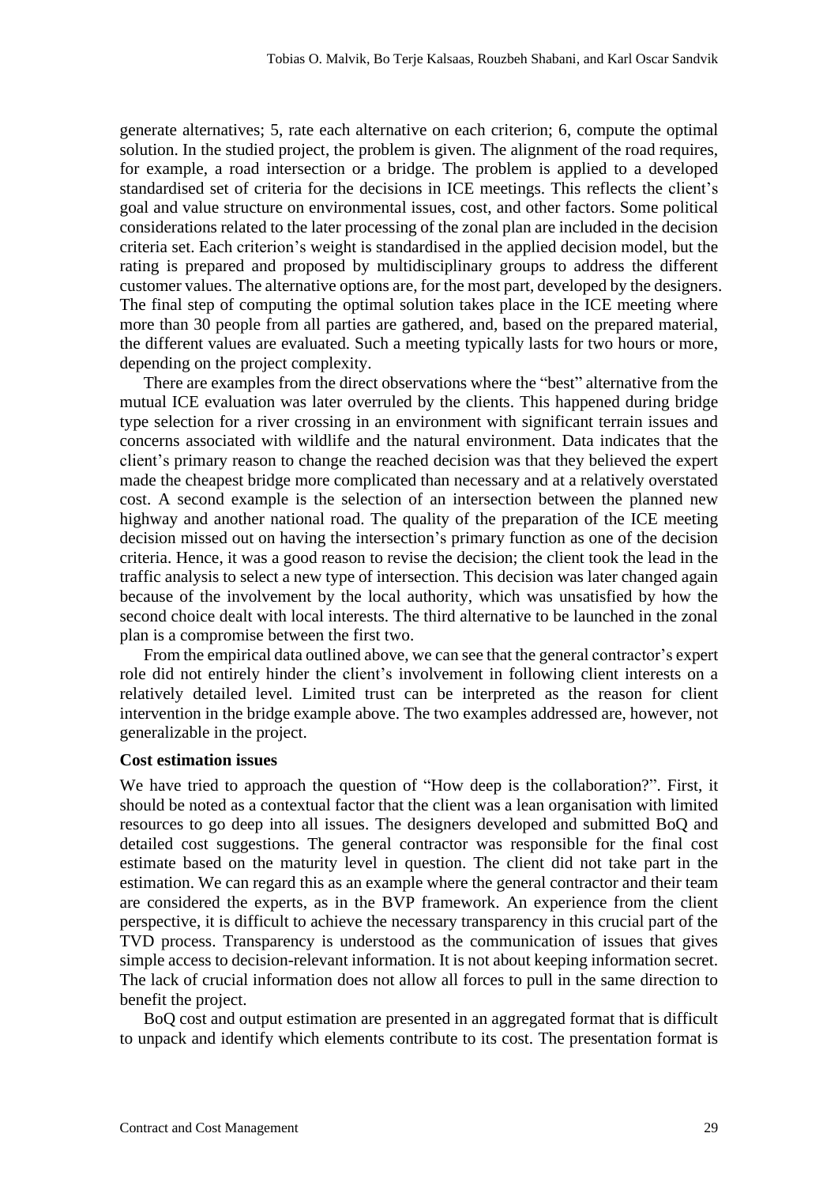generate alternatives; 5, rate each alternative on each criterion; 6, compute the optimal solution. In the studied project, the problem is given. The alignment of the road requires, for example, a road intersection or a bridge. The problem is applied to a developed standardised set of criteria for the decisions in ICE meetings. This reflects the client's goal and value structure on environmental issues, cost, and other factors. Some political considerations related to the later processing of the zonal plan are included in the decision criteria set. Each criterion's weight is standardised in the applied decision model, but the rating is prepared and proposed by multidisciplinary groups to address the different customer values. The alternative options are, for the most part, developed by the designers. The final step of computing the optimal solution takes place in the ICE meeting where more than 30 people from all parties are gathered, and, based on the prepared material, the different values are evaluated. Such a meeting typically lasts for two hours or more, depending on the project complexity.

There are examples from the direct observations where the "best" alternative from the mutual ICE evaluation was later overruled by the clients. This happened during bridge type selection for a river crossing in an environment with significant terrain issues and concerns associated with wildlife and the natural environment. Data indicates that the client's primary reason to change the reached decision was that they believed the expert made the cheapest bridge more complicated than necessary and at a relatively overstated cost. A second example is the selection of an intersection between the planned new highway and another national road. The quality of the preparation of the ICE meeting decision missed out on having the intersection's primary function as one of the decision criteria. Hence, it was a good reason to revise the decision; the client took the lead in the traffic analysis to select a new type of intersection. This decision was later changed again because of the involvement by the local authority, which was unsatisfied by how the second choice dealt with local interests. The third alternative to be launched in the zonal plan is a compromise between the first two.

From the empirical data outlined above, we can see that the general contractor's expert role did not entirely hinder the client's involvement in following client interests on a relatively detailed level. Limited trust can be interpreted as the reason for client intervention in the bridge example above. The two examples addressed are, however, not generalizable in the project.

**Cost estimation issues**

We have tried to approach the question of "How deep is the collaboration?". First, it should be noted as a contextual factor that the client was a lean organisation with limited resources to go deep into all issues. The designers developed and submitted BoQ and detailed cost suggestions. The general contractor was responsible for the final cost estimate based on the maturity level in question. The client did not take part in the estimation. We can regard this as an example where the general contractor and their team are considered the experts, as in the BVP framework. An experience from the client perspective, it is difficult to achieve the necessary transparency in this crucial part of the TVD process. Transparency is understood as the communication of issues that gives simple access to decision-relevant information. It is not about keeping information secret. The lack of crucial information does not allow all forces to pull in the same direction to benefit the project.

BoQ cost and output estimation are presented in an aggregated format that is difficult to unpack and identify which elements contribute to its cost. The presentation format is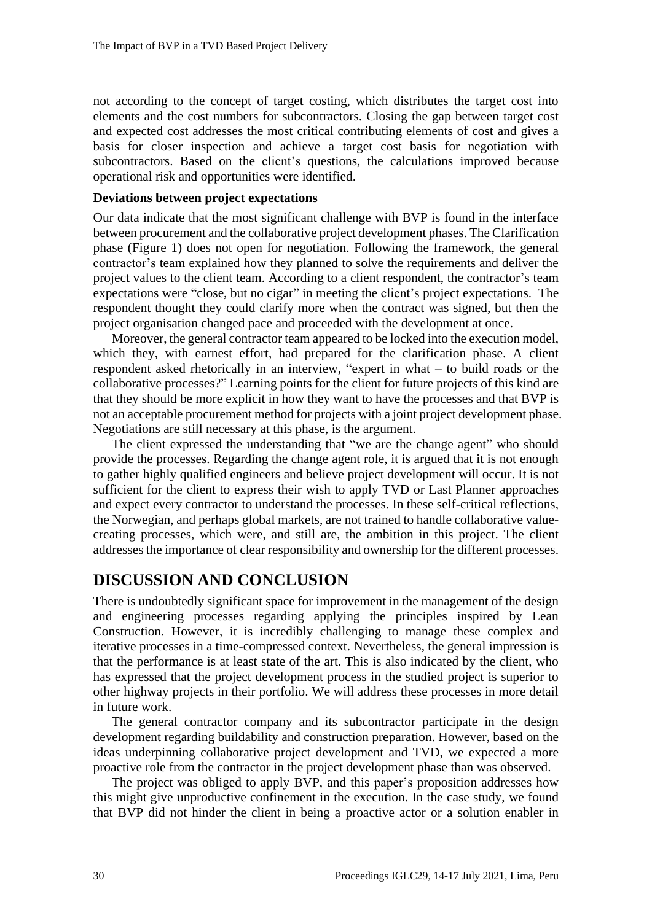not according to the concept of target costing, which distributes the target cost into elements and the cost numbers for subcontractors. Closing the gap between target cost and expected cost addresses the most critical contributing elements of cost and gives a basis for closer inspection and achieve a target cost basis for negotiation with subcontractors. Based on the client's questions, the calculations improved because operational risk and opportunities were identified.

### Deviations between project expectations

Our data indicate that the most significant challenge with BVP is found in the interface between procurement and the collaborative project development phases. The Clarification phase (Figure 1) does not open for negotiation. Following the framework, the general contractor's team explained how they planned to solve the requirements and deliver the project values to the client team. According to a client respondent, the contractor's team expectations were "close, but no cigar" in meeting the client's project expectations. The respondent thought they could clarify more when the contract was signed, but then the project organisation changed pace and proceeded with the development at once.

Moreover, the general contractor team appeared to be locked into the execution model, which they, with earnest effort, had prepared for the clarification phase. A client respondent asked rhetorically in an interview, "expert in what – to build roads or the collaborative processes?" Learning points for the client for future projects of this kind are that they should be more explicit in how they want to have the processes and that BVP is not an acceptable procurement method for projects with a joint project development phase. Negotiations are still necessary at this phase, is the argument.

The client expressed the understanding that "we are the change agent" who should provide the processes. Regarding the change agent role, it is argued that it is not enough to gather highly qualified engineers and believe project development will occur. It is not sufficient for the client to express their wish to apply TVD or Last Planner approaches and expect every contractor to understand the processes. In these self-critical reflections, the Norwegian, and perhaps global markets, are not trained to handle collaborative value-creating processes, which were, and still are, the ambition in this project. The client addresses the importance of clear responsibility and ownership for the different processes.

## DISCUSSION AND CONCLUSION

There is undoubtedly significant space for improvement in the management of the design and engineering processes regarding applying the principles inspired by Lean Construction. However, it is incredibly challenging to manage these complex and iterative processes in a time-compressed context. Nevertheless, the general impression is that the performance is at least state of the art. This is also indicated by the client, who has expressed that the project development process in the studied project is superior to other highway projects in their portfolio. We will address these processes in more detail in future work.

The general contractor company and its subcontractor participate in the design development regarding buildability and construction preparation. However, based on the ideas underpinning collaborative project development and TVD, we expected a more proactive role from the contractor in the project development phase than was observed.

The project was obliged to apply BVP, and this paper's proposition addresses how this might give unproductive confinement in the execution. In the case study, we found that BVP did not hinder the client in being a proactive actor or a solution enabler in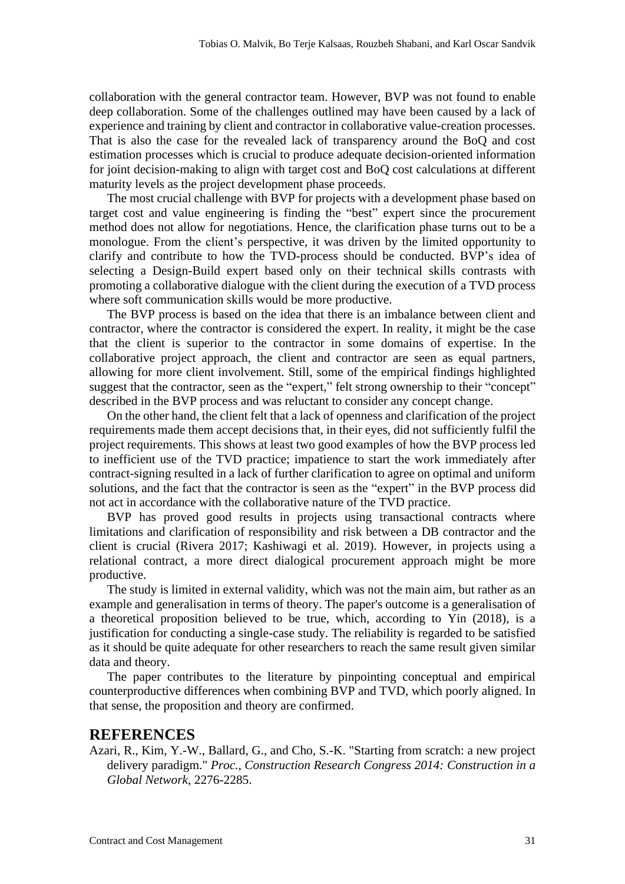collaboration with the general contractor team. However, BVP was not found to enable deep collaboration. Some of the challenges outlined may have been caused by a lack of experience and training by client and contractor in collaborative value-creation processes. That is also the case for the revealed lack of transparency around the BoQ and cost estimation processes which is crucial to produce adequate decision-oriented information for joint decision-making to align with target cost and BoQ cost calculations at different maturity levels as the project development phase proceeds.

The most crucial challenge with BVP for projects with a development phase based on target cost and value engineering is finding the "best" expert since the procurement method does not allow for negotiations. Hence, the clarification phase turns out to be a monologue. From the client's perspective, it was driven by the limited opportunity to clarify and contribute to how the TVD-process should be conducted. BVP's idea of selecting a Design-Build expert based only on their technical skills contrasts with promoting a collaborative dialogue with the client during the execution of a TVD process where soft communication skills would be more productive.

The BVP process is based on the idea that there is an imbalance between client and contractor, where the contractor is considered the expert. In reality, it might be the case that the client is superior to the contractor in some domains of expertise. In the collaborative project approach, the client and contractor are seen as equal partners, allowing for more client involvement. Still, some of the empirical findings highlighted suggest that the contractor, seen as the "expert," felt strong ownership to their "concept" described in the BVP process and was reluctant to consider any concept change.

On the other hand, the client felt that a lack of openness and clarification of the project requirements made them accept decisions that, in their eyes, did not sufficiently fulfil the project requirements. This shows at least two good examples of how the BVP process led to inefficient use of the TVD practice; impatience to start the work immediately after contract-signing resulted in a lack of further clarification to agree on optimal and uniform solutions, and the fact that the contractor is seen as the "expert" in the BVP process did not act in accordance with the collaborative nature of the TVD practice.

BVP has proved good results in projects using transactional contracts where limitations and clarification of responsibility and risk between a DB contractor and the client is crucial (Rivera 2017; Kashiwagi et al. 2019). However, in projects using a relational contract, a more direct dialogical procurement approach might be more productive.

The study is limited in external validity, which was not the main aim, but rather as an example and generalisation in terms of theory. The paper's outcome is a generalisation of a theoretical proposition believed to be true, which, according to Yin (2018), is a justification for conducting a single-case study. The reliability is regarded to be satisfied as it should be quite adequate for other researchers to reach the same result given similar data and theory.

The paper contributes to the literature by pinpointing conceptual and empirical counterproductive differences when combining BVP and TVD, which poorly aligned. In that sense, the proposition and theory are confirmed.

## REFERENCES

Azari, R., Kim, Y.-W., Ballard, G., and Cho, S.-K. "Starting from scratch: a new project delivery paradigm." *Proc., Construction Research Congress 2014: Construction in a Global Network*, 2276-2285.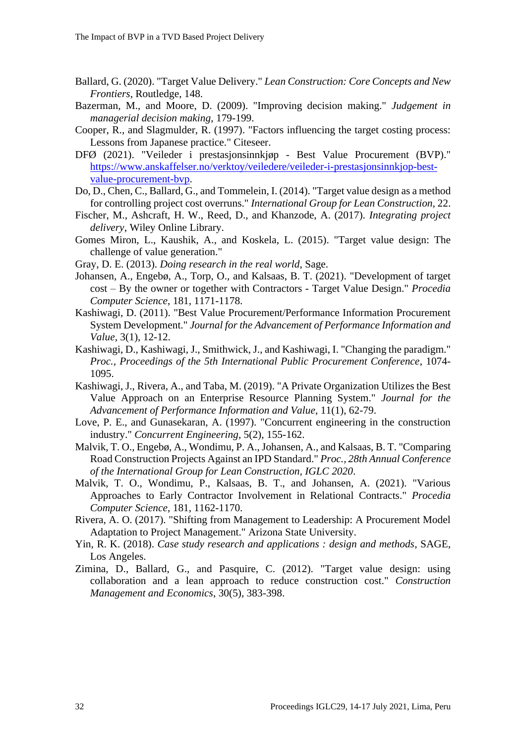Ballard, G. (2020). "Target Value Delivery." *Lean Construction: Core Concepts and New Frontiers*, Routledge, 148.

Bazerman, M., and Moore, D. (2009). "Improving decision making." *Judgement in managerial decision making*, 179-199.

Cooper, R., and Slagmulder, R. (1997). "Factors influencing the target costing process: Lessons from Japanese practice." Citeseer.

DFØ (2021). "Veileder i prestasjonsinnkjøp - Best Value Procurement (BVP)." https://www.anskaffelser.no/verktoy/veiledere/veileder-i-prestasjonsinnkjop-best-value-procurement-bvp.

Do, D., Chen, C., Ballard, G., and Tommelein, I. (2014). "Target value design as a method for controlling project cost overruns." *International Group for Lean Construction*, 22.

Fischer, M., Ashcraft, H. W., Reed, D., and Khanzode, A. (2017). *Integrating project delivery*, Wiley Online Library.

Gomes Miron, L., Kaushik, A., and Koskela, L. (2015). "Target value design: The challenge of value generation."

Gray, D. E. (2013). *Doing research in the real world*, Sage.

Johansen, A., Engebø, A., Torp, O., and Kalsaas, B. T. (2021). "Development of target cost – By the owner or together with Contractors - Target Value Design." *Procedia Computer Science*, 181, 1171-1178.

Kashiwagi, D. (2011). "Best Value Procurement/Performance Information Procurement System Development." *Journal for the Advancement of Performance Information and Value*, 3(1), 12-12.

Kashiwagi, D., Kashiwagi, J., Smithwick, J., and Kashiwagi, I. "Changing the paradigm." *Proc., Proceedings of the 5th International Public Procurement Conference*, 1074-1095.

Kashiwagi, J., Rivera, A., and Taba, M. (2019). "A Private Organization Utilizes the Best Value Approach on an Enterprise Resource Planning System." *Journal for the Advancement of Performance Information and Value*, 11(1), 62-79.

Love, P. E., and Gunasekaran, A. (1997). "Concurrent engineering in the construction industry." *Concurrent Engineering*, 5(2), 155-162.

Malvik, T. O., Engebø, A., Wondimu, P. A., Johansen, A., and Kalsaas, B. T. "Comparing Road Construction Projects Against an IPD Standard." *Proc., 28th Annual Conference of the International Group for Lean Construction, IGLC 2020*.

Malvik, T. O., Wondimu, P., Kalsaas, B. T., and Johansen, A. (2021). "Various Approaches to Early Contractor Involvement in Relational Contracts." *Procedia Computer Science*, 181, 1162-1170.

Rivera, A. O. (2017). "Shifting from Management to Leadership: A Procurement Model Adaptation to Project Management." Arizona State University.

Yin, R. K. (2018). *Case study research and applications : design and methods*, SAGE, Los Angeles.

Zimina, D., Ballard, G., and Pasquire, C. (2012). "Target value design: using collaboration and a lean approach to reduce construction cost." *Construction Management and Economics*, 30(5), 383-398.